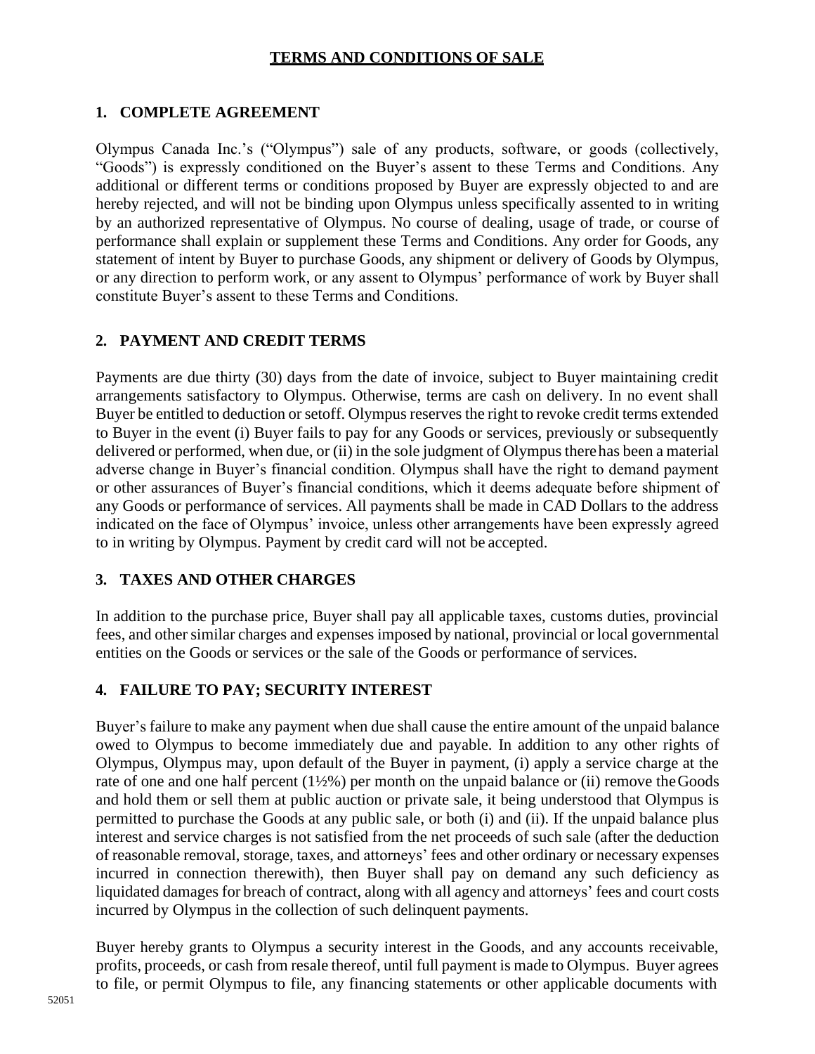# TERMS AND CONDITIONS OF SALE

## 1. COMPLETE AGREEMENT

Olympus Canada Inc.'s ("Olympus") sale of any products, software, or goods (collectively, "Goods") is expressly conditioned on the Buyer's assent to these Terms and Conditions. Any additional or different terms or conditions proposed by Buyer are expressly objected to and are hereby rejected, and will not be binding upon Olympus unless specifically assented to in writing by an authorized representative of Olympus. No course of dealing, usage of trade, or course of performance shall explain or supplement these Terms and Conditions. Any order for Goods, any statement of intent by Buyer to purchase Goods, any shipment or delivery of Goods by Olympus, or any direction to perform work, or any assent to Olympus' performance of work by Buyer shall constitute Buyer's assent to these Terms and Conditions.

## 2. PAYMENT AND CREDIT TERMS

Payments are due thirty (30) days from the date of invoice, subject to Buyer maintaining credit arrangements satisfactory to Olympus. Otherwise, terms are cash on delivery. In no event shall Buyer be entitled to deduction or setoff. Olympus reserves the right to revoke credit terms extended to Buyer in the event (i) Buyer fails to pay for any Goods or services, previously or subsequently delivered or performed, when due, or (ii) in the sole judgment of Olympus there has been a material adverse change in Buyer's financial condition. Olympus shall have the right to demand payment or other assurances of Buyer's financial conditions, which it deems adequate before shipment of any Goods or performance of services. All payments shall be made in CAD Dollars to the address indicated on the face of Olympus' invoice, unless other arrangements have been expressly agreed to in writing by Olympus. Payment by credit card will not be accepted.

## 3. TAXES AND OTHER CHARGES

In addition to the purchase price, Buyer shall pay all applicable taxes, customs duties, provincial fees, and other similar charges and expenses imposed by national, provincial or local governmental entities on the Goods or services or the sale of the Goods or performance of services.

## 4. FAILURE TO PAY; SECURITY INTEREST

Buyer's failure to make any payment when due shall cause the entire amount of the unpaid balance owed to Olympus to become immediately due and payable. In addition to any other rights of Olympus, Olympus may, upon default of the Buyer in payment, (i) apply a service charge at the rate of one and one half percent (1½%) per month on the unpaid balance or (ii) remove the Goods and hold them or sell them at public auction or private sale, it being understood that Olympus is permitted to purchase the Goods at any public sale, or both (i) and (ii). If the unpaid balance plus interest and service charges is not satisfied from the net proceeds of such sale (after the deduction of reasonable removal, storage, taxes, and attorneys' fees and other ordinary or necessary expenses incurred in connection therewith), then Buyer shall pay on demand any such deficiency as liquidated damages for breach of contract, along with all agency and attorneys' fees and court costs incurred by Olympus in the collection of such delinquent payments.

Buyer hereby grants to Olympus a security interest in the Goods, and any accounts receivable, profits, proceeds, or cash from resale thereof, until full payment is made to Olympus. Buyer agrees to file, or permit Olympus to file, any financing statements or other applicable documents with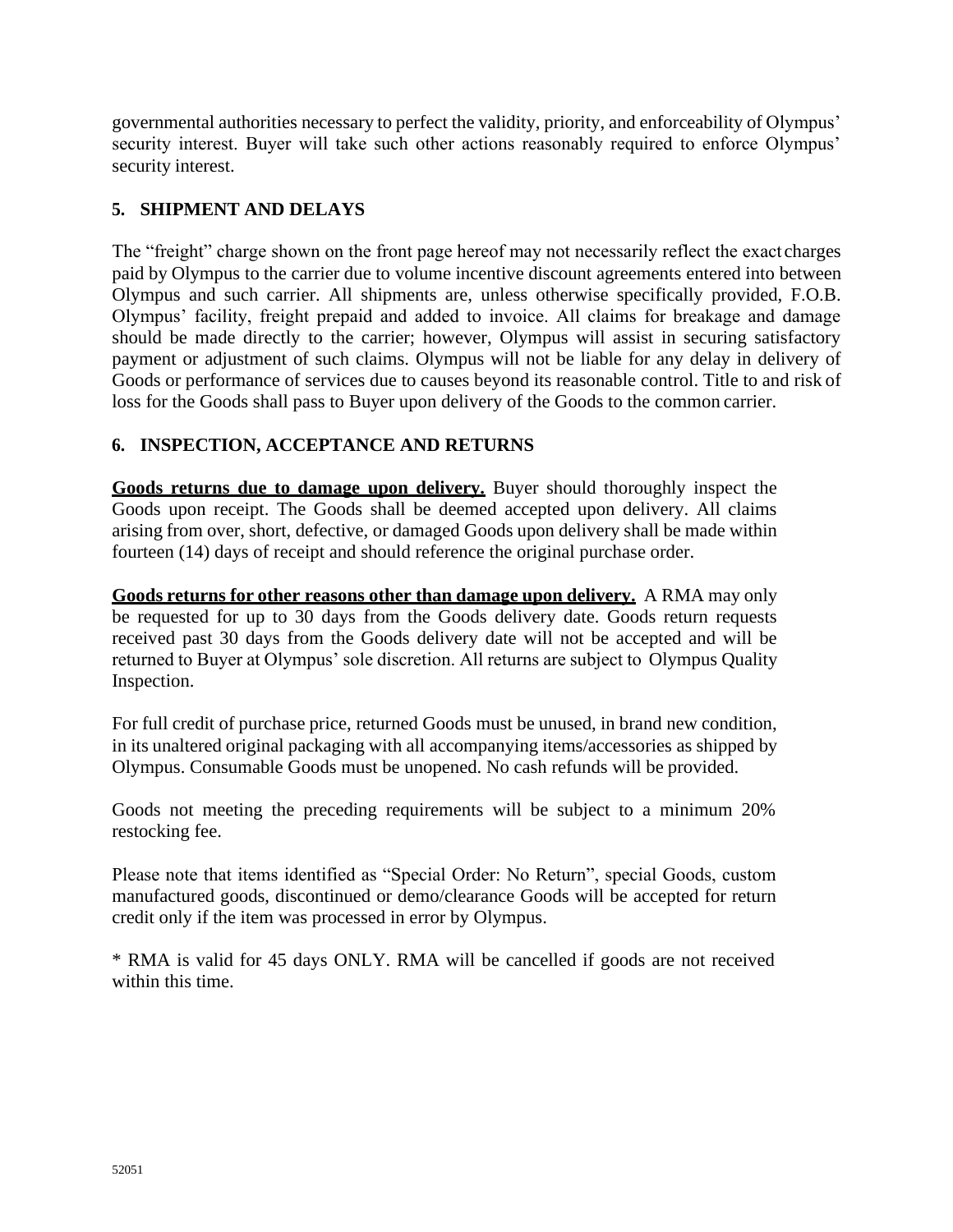governmental authorities necessary to perfect the validity, priority, and enforceability of Olympus' security interest. Buyer will take such other actions reasonably required to enforce Olympus' security interest.

## 5. SHIPMENT AND DELAYS

The "freight" charge shown on the front page hereof may not necessarily reflect the exact charges paid by Olympus to the carrier due to volume incentive discount agreements entered into between Olympus and such carrier. All shipments are, unless otherwise specifically provided, F.O.B. Olympus' facility, freight prepaid and added to invoice. All claims for breakage and damage should be made directly to the carrier; however, Olympus will assist in securing satisfactory payment or adjustment of such claims. Olympus will not be liable for any delay in delivery of Goods or performance of services due to causes beyond its reasonable control. Title to and risk of loss for the Goods shall pass to Buyer upon delivery of the Goods to the common carrier.

## 6. INSPECTION, ACCEPTANCE AND RETURNS

**Goods returns due to damage upon delivery.** Buyer should thoroughly inspect the Goods upon receipt. The Goods shall be deemed accepted upon delivery. All claims arising from over, short, defective, or damaged Goods upon delivery shall be made within fourteen (14) days of receipt and should reference the original purchase order.

**Goods returns for other reasons other than damage upon delivery.** A RMA may only be requested for up to 30 days from the Goods delivery date. Goods return requests received past 30 days from the Goods delivery date will not be accepted and will be returned to Buyer at Olympus' sole discretion. All returns are subject to Olympus Quality Inspection.

For full credit of purchase price, returned Goods must be unused, in brand new condition, in its unaltered original packaging with all accompanying items/accessories as shipped by Olympus. Consumable Goods must be unopened. No cash refunds will be provided.

Goods not meeting the preceding requirements will be subject to a minimum 20% restocking fee.

Please note that items identified as "Special Order: No Return", special Goods, custom manufactured goods, discontinued or demo/clearance Goods will be accepted for return credit only if the item was processed in error by Olympus.

* RMA is valid for 45 days ONLY. RMA will be cancelled if goods are not received within this time.

52051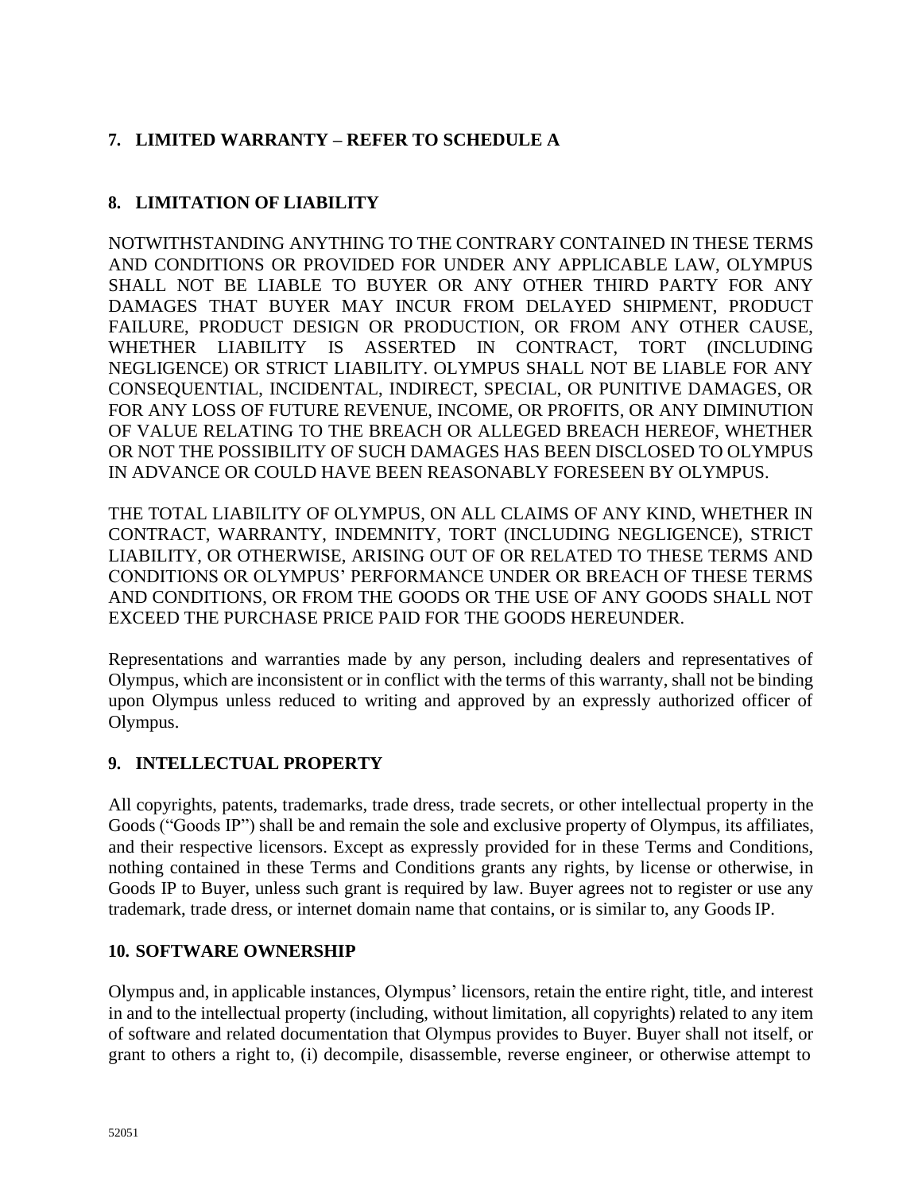## 7. LIMITED WARRANTY – REFER TO SCHEDULE A

## 8. LIMITATION OF LIABILITY

NOTWITHSTANDING ANYTHING TO THE CONTRARY CONTAINED IN THESE TERMS AND CONDITIONS OR PROVIDED FOR UNDER ANY APPLICABLE LAW, OLYMPUS SHALL NOT BE LIABLE TO BUYER OR ANY OTHER THIRD PARTY FOR ANY DAMAGES THAT BUYER MAY INCUR FROM DELAYED SHIPMENT, PRODUCT FAILURE, PRODUCT DESIGN OR PRODUCTION, OR FROM ANY OTHER CAUSE, WHETHER LIABILITY IS ASSERTED IN CONTRACT, TORT (INCLUDING NEGLIGENCE) OR STRICT LIABILITY. OLYMPUS SHALL NOT BE LIABLE FOR ANY CONSEQUENTIAL, INCIDENTAL, INDIRECT, SPECIAL, OR PUNITIVE DAMAGES, OR FOR ANY LOSS OF FUTURE REVENUE, INCOME, OR PROFITS, OR ANY DIMINUTION OF VALUE RELATING TO THE BREACH OR ALLEGED BREACH HEREOF, WHETHER OR NOT THE POSSIBILITY OF SUCH DAMAGES HAS BEEN DISCLOSED TO OLYMPUS IN ADVANCE OR COULD HAVE BEEN REASONABLY FORESEEN BY OLYMPUS.

THE TOTAL LIABILITY OF OLYMPUS, ON ALL CLAIMS OF ANY KIND, WHETHER IN CONTRACT, WARRANTY, INDEMNITY, TORT (INCLUDING NEGLIGENCE), STRICT LIABILITY, OR OTHERWISE, ARISING OUT OF OR RELATED TO THESE TERMS AND CONDITIONS OR OLYMPUS' PERFORMANCE UNDER OR BREACH OF THESE TERMS AND CONDITIONS, OR FROM THE GOODS OR THE USE OF ANY GOODS SHALL NOT EXCEED THE PURCHASE PRICE PAID FOR THE GOODS HEREUNDER.

Representations and warranties made by any person, including dealers and representatives of Olympus, which are inconsistent or in conflict with the terms of this warranty, shall not be binding upon Olympus unless reduced to writing and approved by an expressly authorized officer of Olympus.

## 9. INTELLECTUAL PROPERTY

All copyrights, patents, trademarks, trade dress, trade secrets, or other intellectual property in the Goods ("Goods IP") shall be and remain the sole and exclusive property of Olympus, its affiliates, and their respective licensors. Except as expressly provided for in these Terms and Conditions, nothing contained in these Terms and Conditions grants any rights, by license or otherwise, in Goods IP to Buyer, unless such grant is required by law. Buyer agrees not to register or use any trademark, trade dress, or internet domain name that contains, or is similar to, any Goods IP.

## 10. SOFTWARE OWNERSHIP

Olympus and, in applicable instances, Olympus' licensors, retain the entire right, title, and interest in and to the intellectual property (including, without limitation, all copyrights) related to any item of software and related documentation that Olympus provides to Buyer. Buyer shall not itself, or grant to others a right to, (i) decompile, disassemble, reverse engineer, or otherwise attempt to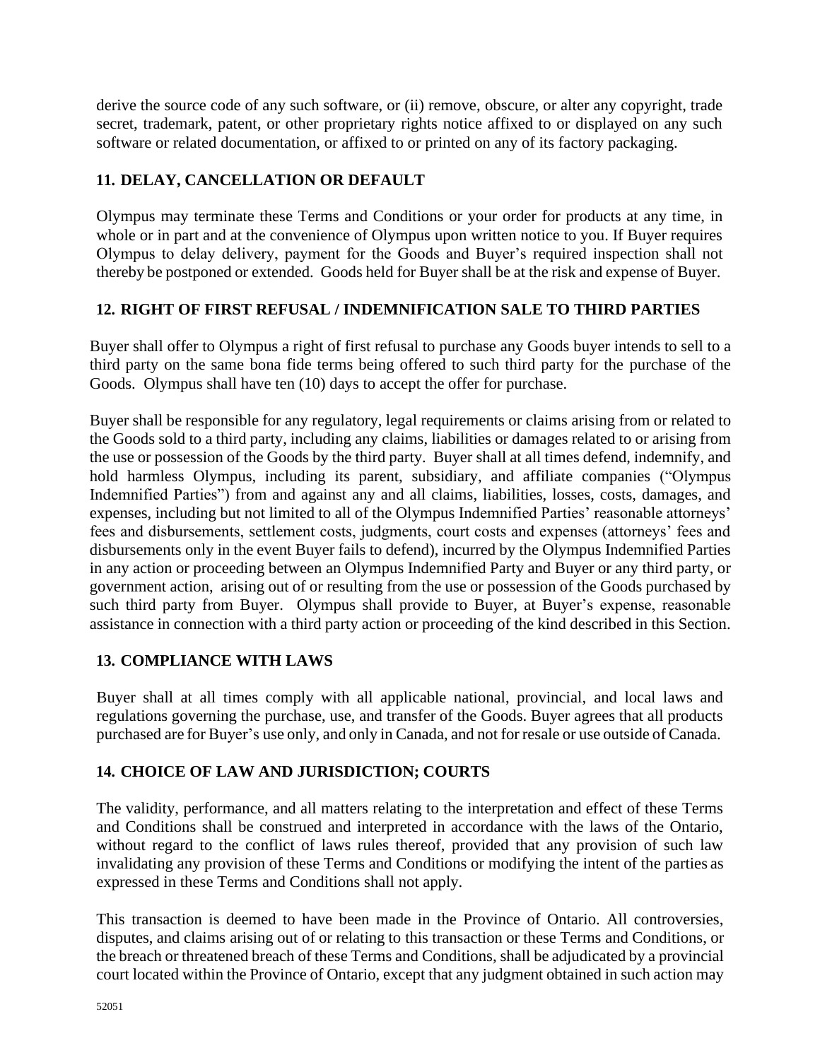derive the source code of any such software, or (ii) remove, obscure, or alter any copyright, trade secret, trademark, patent, or other proprietary rights notice affixed to or displayed on any such software or related documentation, or affixed to or printed on any of its factory packaging.

## 11. DELAY, CANCELLATION OR DEFAULT

Olympus may terminate these Terms and Conditions or your order for products at any time, in whole or in part and at the convenience of Olympus upon written notice to you. If Buyer requires Olympus to delay delivery, payment for the Goods and Buyer's required inspection shall not thereby be postponed or extended. Goods held for Buyer shall be at the risk and expense of Buyer.

## 12. RIGHT OF FIRST REFUSAL / INDEMNIFICATION SALE TO THIRD PARTIES

Buyer shall offer to Olympus a right of first refusal to purchase any Goods buyer intends to sell to a third party on the same bona fide terms being offered to such third party for the purchase of the Goods. Olympus shall have ten (10) days to accept the offer for purchase.

Buyer shall be responsible for any regulatory, legal requirements or claims arising from or related to the Goods sold to a third party, including any claims, liabilities or damages related to or arising from the use or possession of the Goods by the third party. Buyer shall at all times defend, indemnify, and hold harmless Olympus, including its parent, subsidiary, and affiliate companies ("Olympus Indemnified Parties") from and against any and all claims, liabilities, losses, costs, damages, and expenses, including but not limited to all of the Olympus Indemnified Parties' reasonable attorneys' fees and disbursements, settlement costs, judgments, court costs and expenses (attorneys' fees and disbursements only in the event Buyer fails to defend), incurred by the Olympus Indemnified Parties in any action or proceeding between an Olympus Indemnified Party and Buyer or any third party, or government action, arising out of or resulting from the use or possession of the Goods purchased by such third party from Buyer. Olympus shall provide to Buyer, at Buyer's expense, reasonable assistance in connection with a third party action or proceeding of the kind described in this Section.

## 13. COMPLIANCE WITH LAWS

Buyer shall at all times comply with all applicable national, provincial, and local laws and regulations governing the purchase, use, and transfer of the Goods. Buyer agrees that all products purchased are for Buyer's use only, and only in Canada, and not for resale or use outside of Canada.

## 14. CHOICE OF LAW AND JURISDICTION; COURTS

The validity, performance, and all matters relating to the interpretation and effect of these Terms and Conditions shall be construed and interpreted in accordance with the laws of the Ontario, without regard to the conflict of laws rules thereof, provided that any provision of such law invalidating any provision of these Terms and Conditions or modifying the intent of the parties as expressed in these Terms and Conditions shall not apply.

This transaction is deemed to have been made in the Province of Ontario. All controversies, disputes, and claims arising out of or relating to this transaction or these Terms and Conditions, or the breach or threatened breach of these Terms and Conditions, shall be adjudicated by a provincial court located within the Province of Ontario, except that any judgment obtained in such action may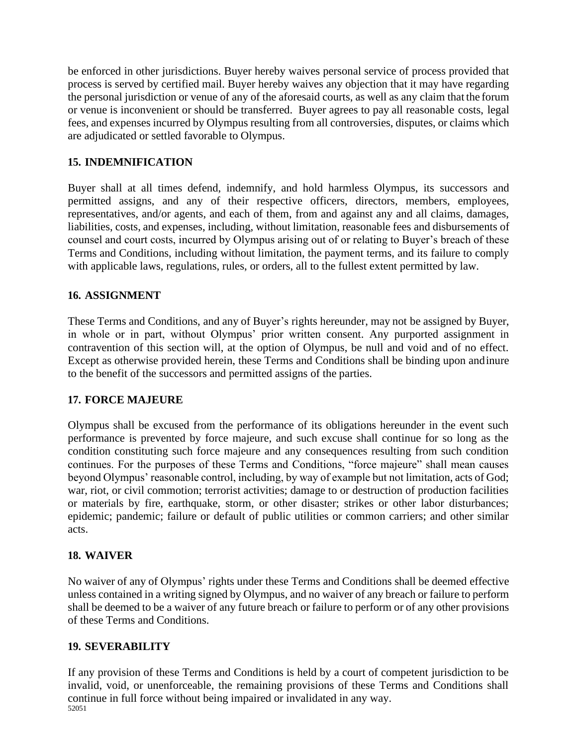be enforced in other jurisdictions. Buyer hereby waives personal service of process provided that process is served by certified mail. Buyer hereby waives any objection that it may have regarding the personal jurisdiction or venue of any of the aforesaid courts, as well as any claim that the forum or venue is inconvenient or should be transferred. Buyer agrees to pay all reasonable costs, legal fees, and expenses incurred by Olympus resulting from all controversies, disputes, or claims which are adjudicated or settled favorable to Olympus.

## 15. INDEMNIFICATION

Buyer shall at all times defend, indemnify, and hold harmless Olympus, its successors and permitted assigns, and any of their respective officers, directors, members, employees, representatives, and/or agents, and each of them, from and against any and all claims, damages, liabilities, costs, and expenses, including, without limitation, reasonable fees and disbursements of counsel and court costs, incurred by Olympus arising out of or relating to Buyer's breach of these Terms and Conditions, including without limitation, the payment terms, and its failure to comply with applicable laws, regulations, rules, or orders, all to the fullest extent permitted by law.

## 16. ASSIGNMENT

These Terms and Conditions, and any of Buyer's rights hereunder, may not be assigned by Buyer, in whole or in part, without Olympus' prior written consent. Any purported assignment in contravention of this section will, at the option of Olympus, be null and void and of no effect. Except as otherwise provided herein, these Terms and Conditions shall be binding upon and inure to the benefit of the successors and permitted assigns of the parties.

## 17. FORCE MAJEURE

Olympus shall be excused from the performance of its obligations hereunder in the event such performance is prevented by force majeure, and such excuse shall continue for so long as the condition constituting such force majeure and any consequences resulting from such condition continues. For the purposes of these Terms and Conditions, "force majeure" shall mean causes beyond Olympus' reasonable control, including, by way of example but not limitation, acts of God; war, riot, or civil commotion; terrorist activities; damage to or destruction of production facilities or materials by fire, earthquake, storm, or other disaster; strikes or other labor disturbances; epidemic; pandemic; failure or default of public utilities or common carriers; and other similar acts.

## 18. WAIVER

No waiver of any of Olympus' rights under these Terms and Conditions shall be deemed effective unless contained in a writing signed by Olympus, and no waiver of any breach or failure to perform shall be deemed to be a waiver of any future breach or failure to perform or of any other provisions of these Terms and Conditions.

## 19. SEVERABILITY

If any provision of these Terms and Conditions is held by a court of competent jurisdiction to be invalid, void, or unenforceable, the remaining provisions of these Terms and Conditions shall continue in full force without being impaired or invalidated in any way.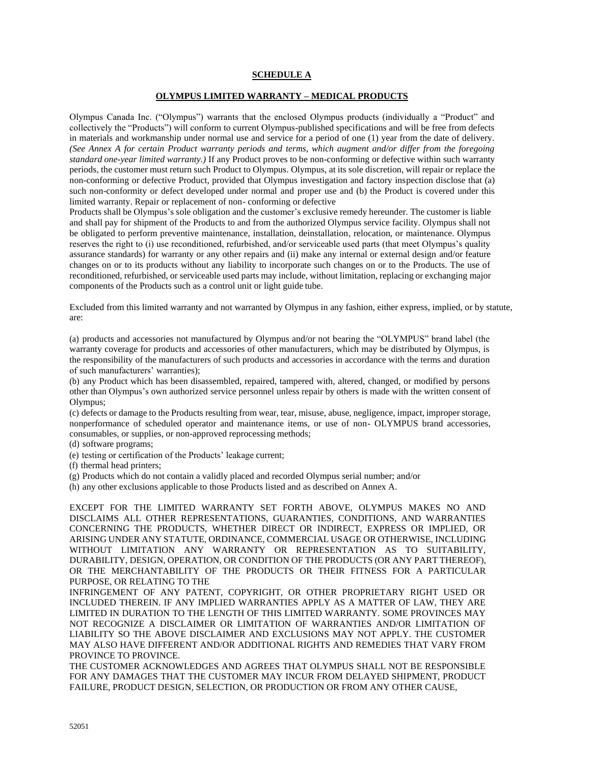**SCHEDULE A**

**OLYMPUS LIMITED WARRANTY – MEDICAL PRODUCTS**

Olympus Canada Inc. ("Olympus") warrants that the enclosed Olympus products (individually a "Product" and collectively the "Products") will conform to current Olympus-published specifications and will be free from defects in materials and workmanship under normal use and service for a period of one (1) year from the date of delivery. *(See Annex A for certain Product warranty periods and terms, which augment and/or differ from the foregoing standard one-year limited warranty.)* If any Product proves to be non-conforming or defective within such warranty periods, the customer must return such Product to Olympus. Olympus, at its sole discretion, will repair or replace the non-conforming or defective Product, provided that Olympus investigation and factory inspection disclose that (a) such non-conformity or defect developed under normal and proper use and (b) the Product is covered under this limited warranty. Repair or replacement of non- conforming or defective Products shall be Olympus's sole obligation and the customer's exclusive remedy hereunder. The customer is liable and shall pay for shipment of the Products to and from the authorized Olympus service facility. Olympus shall not be obligated to perform preventive maintenance, installation, deinstallation, relocation, or maintenance. Olympus reserves the right to (i) use reconditioned, refurbished, and/or serviceable used parts (that meet Olympus's quality assurance standards) for warranty or any other repairs and (ii) make any internal or external design and/or feature changes on or to its products without any liability to incorporate such changes on or to the Products. The use of reconditioned, refurbished, or serviceable used parts may include, without limitation, replacing or exchanging major components of the Products such as a control unit or light guide tube.

Excluded from this limited warranty and not warranted by Olympus in any fashion, either express, implied, or by statute, are:

(a) products and accessories not manufactured by Olympus and/or not bearing the "OLYMPUS" brand label (the warranty coverage for products and accessories of other manufacturers, which may be distributed by Olympus, is the responsibility of the manufacturers of such products and accessories in accordance with the terms and duration of such manufacturers' warranties);
(b) any Product which has been disassembled, repaired, tampered with, altered, changed, or modified by persons other than Olympus's own authorized service personnel unless repair by others is made with the written consent of Olympus;
(c) defects or damage to the Products resulting from wear, tear, misuse, abuse, negligence, impact, improper storage, nonperformance of scheduled operator and maintenance items, or use of non- OLYMPUS brand accessories, consumables, or supplies, or non-approved reprocessing methods;
(d) software programs;
(e) testing or certification of the Products' leakage current;
(f) thermal head printers;
(g) Products which do not contain a validly placed and recorded Olympus serial number; and/or
(h) any other exclusions applicable to those Products listed and as described on Annex A.

EXCEPT FOR THE LIMITED WARRANTY SET FORTH ABOVE, OLYMPUS MAKES NO AND DISCLAIMS ALL OTHER REPRESENTATIONS, GUARANTIES, CONDITIONS, AND WARRANTIES CONCERNING THE PRODUCTS, WHETHER DIRECT OR INDIRECT, EXPRESS OR IMPLIED, OR ARISING UNDER ANY STATUTE, ORDINANCE, COMMERCIAL USAGE OR OTHERWISE, INCLUDING WITHOUT LIMITATION ANY WARRANTY OR REPRESENTATION AS TO SUITABILITY, DURABILITY, DESIGN, OPERATION, OR CONDITION OF THE PRODUCTS (OR ANY PART THEREOF), OR THE MERCHANTABILITY OF THE PRODUCTS OR THEIR FITNESS FOR A PARTICULAR PURPOSE, OR RELATING TO THE INFRINGEMENT OF ANY PATENT, COPYRIGHT, OR OTHER PROPRIETARY RIGHT USED OR INCLUDED THEREIN. IF ANY IMPLIED WARRANTIES APPLY AS A MATTER OF LAW, THEY ARE LIMITED IN DURATION TO THE LENGTH OF THIS LIMITED WARRANTY. SOME PROVINCES MAY NOT RECOGNIZE A DISCLAIMER OR LIMITATION OF WARRANTIES AND/OR LIMITATION OF LIABILITY SO THE ABOVE DISCLAIMER AND EXCLUSIONS MAY NOT APPLY. THE CUSTOMER MAY ALSO HAVE DIFFERENT AND/OR ADDITIONAL RIGHTS AND REMEDIES THAT VARY FROM PROVINCE TO PROVINCE.
THE CUSTOMER ACKNOWLEDGES AND AGREES THAT OLYMPUS SHALL NOT BE RESPONSIBLE FOR ANY DAMAGES THAT THE CUSTOMER MAY INCUR FROM DELAYED SHIPMENT, PRODUCT FAILURE, PRODUCT DESIGN, SELECTION, OR PRODUCTION OR FROM ANY OTHER CAUSE,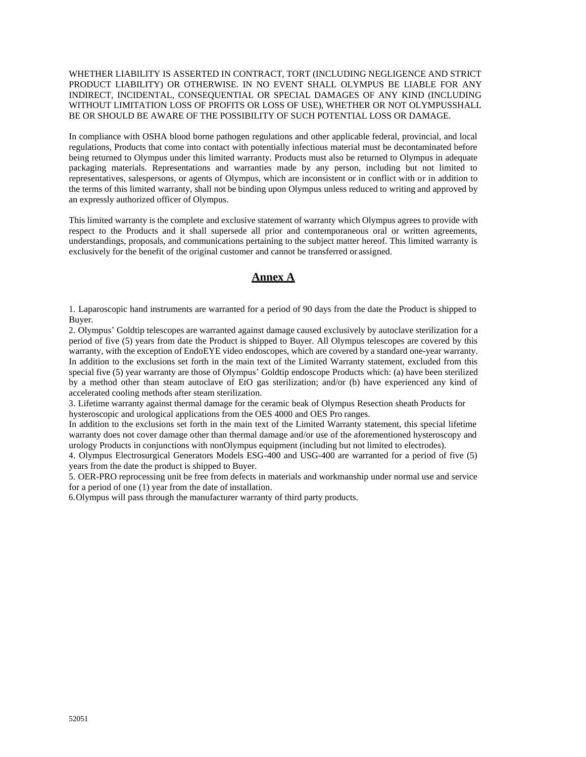WHETHER LIABILITY IS ASSERTED IN CONTRACT, TORT (INCLUDING NEGLIGENCE AND STRICT PRODUCT LIABILITY) OR OTHERWISE. IN NO EVENT SHALL OLYMPUS BE LIABLE FOR ANY INDIRECT, INCIDENTAL, CONSEQUENTIAL OR SPECIAL DAMAGES OF ANY KIND (INCLUDING WITHOUT LIMITATION LOSS OF PROFITS OR LOSS OF USE), WHETHER OR NOT OLYMPUSSHALL BE OR SHOULD BE AWARE OF THE POSSIBILITY OF SUCH POTENTIAL LOSS OR DAMAGE.

In compliance with OSHA blood borne pathogen regulations and other applicable federal, provincial, and local regulations, Products that come into contact with potentially infectious material must be decontaminated before being returned to Olympus under this limited warranty. Products must also be returned to Olympus in adequate packaging materials. Representations and warranties made by any person, including but not limited to representatives, salespersons, or agents of Olympus, which are inconsistent or in conflict with or in addition to the terms of this limited warranty, shall not be binding upon Olympus unless reduced to writing and approved by an expressly authorized officer of Olympus.

This limited warranty is the complete and exclusive statement of warranty which Olympus agrees to provide with respect to the Products and it shall supersede all prior and contemporaneous oral or written agreements, understandings, proposals, and communications pertaining to the subject matter hereof. This limited warranty is exclusively for the benefit of the original customer and cannot be transferred or assigned.

## Annex A

1. Laparoscopic hand instruments are warranted for a period of 90 days from the date the Product is shipped to Buyer.
2. Olympus' Goldtip telescopes are warranted against damage caused exclusively by autoclave sterilization for a period of five (5) years from date the Product is shipped to Buyer. All Olympus telescopes are covered by this warranty, with the exception of EndoEYE video endoscopes, which are covered by a standard one-year warranty. In addition to the exclusions set forth in the main text of the Limited Warranty statement, excluded from this special five (5) year warranty are those of Olympus' Goldtip endoscope Products which: (a) have been sterilized by a method other than steam autoclave of EtO gas sterilization; and/or (b) have experienced any kind of accelerated cooling methods after steam sterilization.
3. Lifetime warranty against thermal damage for the ceramic beak of Olympus Resection sheath Products for hysteroscopic and urological applications from the OES 4000 and OES Pro ranges.
In addition to the exclusions set forth in the main text of the Limited Warranty statement, this special lifetime warranty does not cover damage other than thermal damage and/or use of the aforementioned hysteroscopy and urology Products in conjunctions with nonOlympus equipment (including but not limited to electrodes).
4. Olympus Electrosurgical Generators Models ESG-400 and USG-400 are warranted for a period of five (5) years from the date the product is shipped to Buyer.
5. OER-PRO reprocessing unit be free from defects in materials and workmanship under normal use and service for a period of one (1) year from the date of installation.
6. Olympus will pass through the manufacturer warranty of third party products.

52051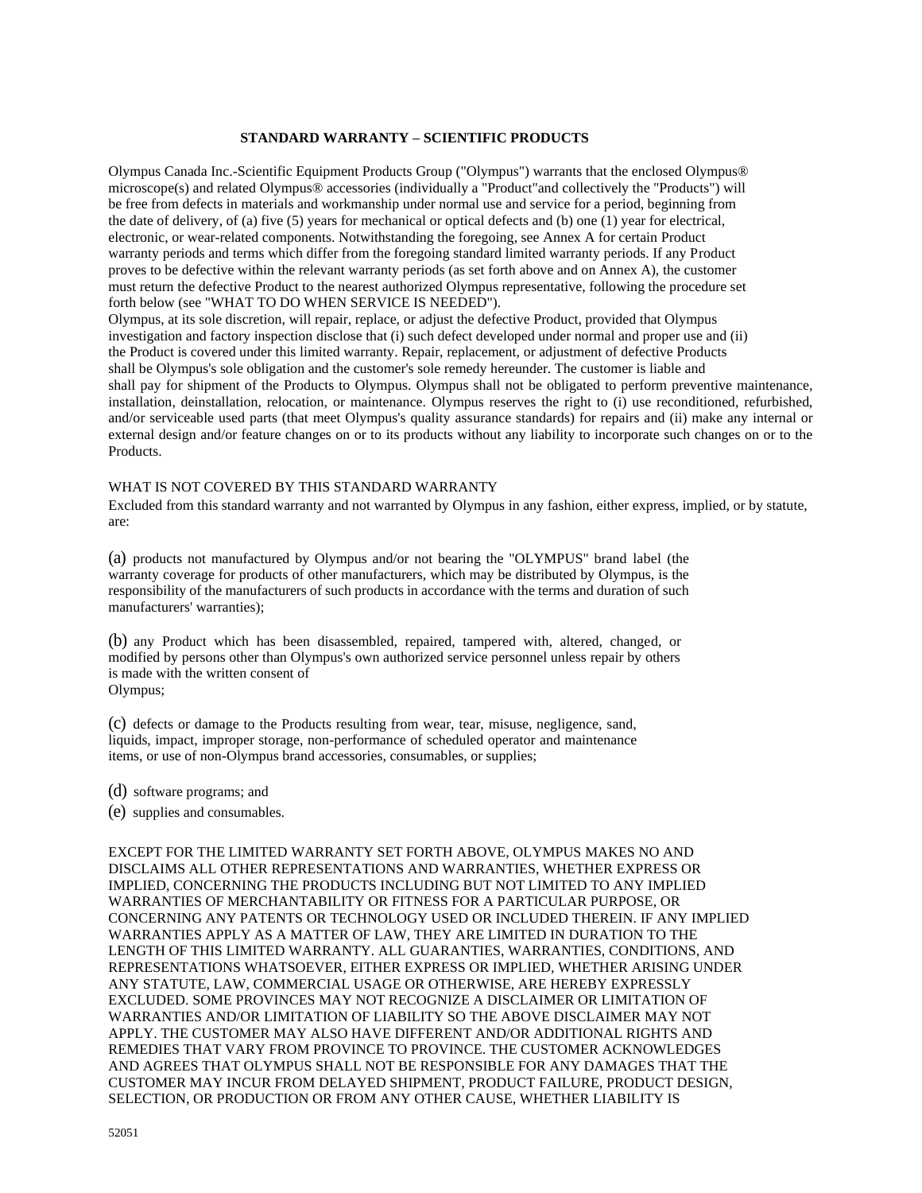## STANDARD WARRANTY – SCIENTIFIC PRODUCTS

Olympus Canada Inc.-Scientific Equipment Products Group ("Olympus") warrants that the enclosed Olympus® microscope(s) and related Olympus® accessories (individually a "Product"and collectively the "Products") will be free from defects in materials and workmanship under normal use and service for a period, beginning from the date of delivery, of (a) five (5) years for mechanical or optical defects and (b) one (1) year for electrical, electronic, or wear-related components. Notwithstanding the foregoing, see Annex A for certain Product warranty periods and terms which differ from the foregoing standard limited warranty periods. If any Product proves to be defective within the relevant warranty periods (as set forth above and on Annex A), the customer must return the defective Product to the nearest authorized Olympus representative, following the procedure set forth below (see "WHAT TO DO WHEN SERVICE IS NEEDED").

Olympus, at its sole discretion, will repair, replace, or adjust the defective Product, provided that Olympus investigation and factory inspection disclose that (i) such defect developed under normal and proper use and (ii) the Product is covered under this limited warranty. Repair, replacement, or adjustment of defective Products shall be Olympus's sole obligation and the customer's sole remedy hereunder. The customer is liable and shall pay for shipment of the Products to Olympus. Olympus shall not be obligated to perform preventive maintenance, installation, deinstallation, relocation, or maintenance. Olympus reserves the right to (i) use reconditioned, refurbished, and/or serviceable used parts (that meet Olympus's quality assurance standards) for repairs and (ii) make any internal or external design and/or feature changes on or to its products without any liability to incorporate such changes on or to the Products.

WHAT IS NOT COVERED BY THIS STANDARD WARRANTY

Excluded from this standard warranty and not warranted by Olympus in any fashion, either express, implied, or by statute, are:

(a) products not manufactured by Olympus and/or not bearing the "OLYMPUS" brand label (the warranty coverage for products of other manufacturers, which may be distributed by Olympus, is the responsibility of the manufacturers of such products in accordance with the terms and duration of such manufacturers' warranties);

(b) any Product which has been disassembled, repaired, tampered with, altered, changed, or modified by persons other than Olympus's own authorized service personnel unless repair by others is made with the written consent of Olympus;

(c) defects or damage to the Products resulting from wear, tear, misuse, negligence, sand, liquids, impact, improper storage, non-performance of scheduled operator and maintenance items, or use of non-Olympus brand accessories, consumables, or supplies;

(d) software programs; and

(e) supplies and consumables.

EXCEPT FOR THE LIMITED WARRANTY SET FORTH ABOVE, OLYMPUS MAKES NO AND DISCLAIMS ALL OTHER REPRESENTATIONS AND WARRANTIES, WHETHER EXPRESS OR IMPLIED, CONCERNING THE PRODUCTS INCLUDING BUT NOT LIMITED TO ANY IMPLIED WARRANTIES OF MERCHANTABILITY OR FITNESS FOR A PARTICULAR PURPOSE, OR CONCERNING ANY PATENTS OR TECHNOLOGY USED OR INCLUDED THEREIN. IF ANY IMPLIED WARRANTIES APPLY AS A MATTER OF LAW, THEY ARE LIMITED IN DURATION TO THE LENGTH OF THIS LIMITED WARRANTY. ALL GUARANTIES, WARRANTIES, CONDITIONS, AND REPRESENTATIONS WHATSOEVER, EITHER EXPRESS OR IMPLIED, WHETHER ARISING UNDER ANY STATUTE, LAW, COMMERCIAL USAGE OR OTHERWISE, ARE HEREBY EXPRESSLY EXCLUDED. SOME PROVINCES MAY NOT RECOGNIZE A DISCLAIMER OR LIMITATION OF WARRANTIES AND/OR LIMITATION OF LIABILITY SO THE ABOVE DISCLAIMER MAY NOT APPLY. THE CUSTOMER MAY ALSO HAVE DIFFERENT AND/OR ADDITIONAL RIGHTS AND REMEDIES THAT VARY FROM PROVINCE TO PROVINCE. THE CUSTOMER ACKNOWLEDGES AND AGREES THAT OLYMPUS SHALL NOT BE RESPONSIBLE FOR ANY DAMAGES THAT THE CUSTOMER MAY INCUR FROM DELAYED SHIPMENT, PRODUCT FAILURE, PRODUCT DESIGN, SELECTION, OR PRODUCTION OR FROM ANY OTHER CAUSE, WHETHER LIABILITY IS

52051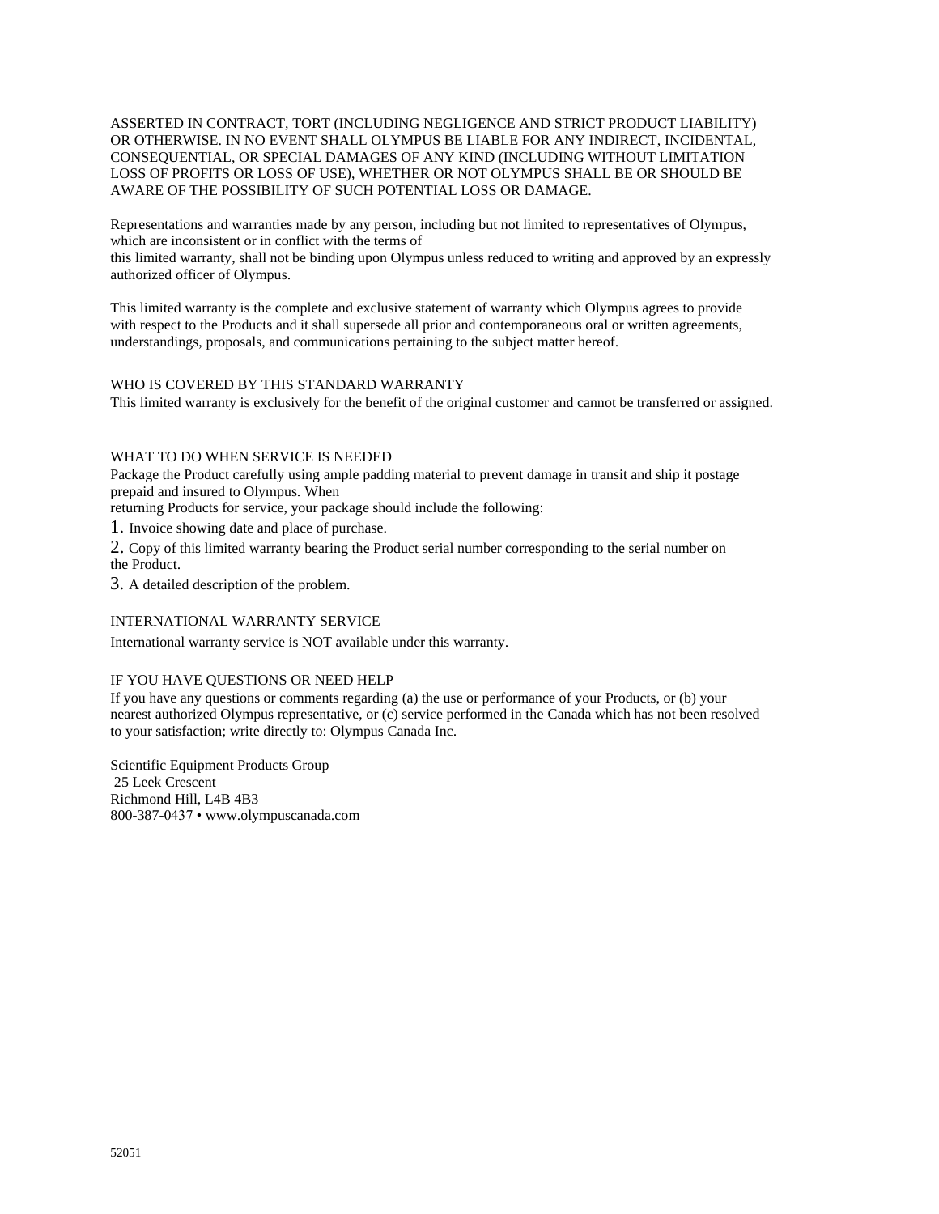ASSERTED IN CONTRACT, TORT (INCLUDING NEGLIGENCE AND STRICT PRODUCT LIABILITY) OR OTHERWISE. IN NO EVENT SHALL OLYMPUS BE LIABLE FOR ANY INDIRECT, INCIDENTAL, CONSEQUENTIAL, OR SPECIAL DAMAGES OF ANY KIND (INCLUDING WITHOUT LIMITATION LOSS OF PROFITS OR LOSS OF USE), WHETHER OR NOT OLYMPUS SHALL BE OR SHOULD BE AWARE OF THE POSSIBILITY OF SUCH POTENTIAL LOSS OR DAMAGE.

Representations and warranties made by any person, including but not limited to representatives of Olympus, which are inconsistent or in conflict with the terms of this limited warranty, shall not be binding upon Olympus unless reduced to writing and approved by an expressly authorized officer of Olympus.

This limited warranty is the complete and exclusive statement of warranty which Olympus agrees to provide with respect to the Products and it shall supersede all prior and contemporaneous oral or written agreements, understandings, proposals, and communications pertaining to the subject matter hereof.

## WHO IS COVERED BY THIS STANDARD WARRANTY

This limited warranty is exclusively for the benefit of the original customer and cannot be transferred or assigned.

## WHAT TO DO WHEN SERVICE IS NEEDED

Package the Product carefully using ample padding material to prevent damage in transit and ship it postage prepaid and insured to Olympus. When returning Products for service, your package should include the following:

1. Invoice showing date and place of purchase.
2. Copy of this limited warranty bearing the Product serial number corresponding to the serial number on the Product.
3. A detailed description of the problem.

## INTERNATIONAL WARRANTY SERVICE

International warranty service is NOT available under this warranty.

## IF YOU HAVE QUESTIONS OR NEED HELP

If you have any questions or comments regarding (a) the use or performance of your Products, or (b) your nearest authorized Olympus representative, or (c) service performed in the Canada which has not been resolved to your satisfaction; write directly to: Olympus Canada Inc.

Scientific Equipment Products Group
25 Leek Crescent
Richmond Hill, L4B 4B3
800-387-0437 • www.olympuscanada.com

52051